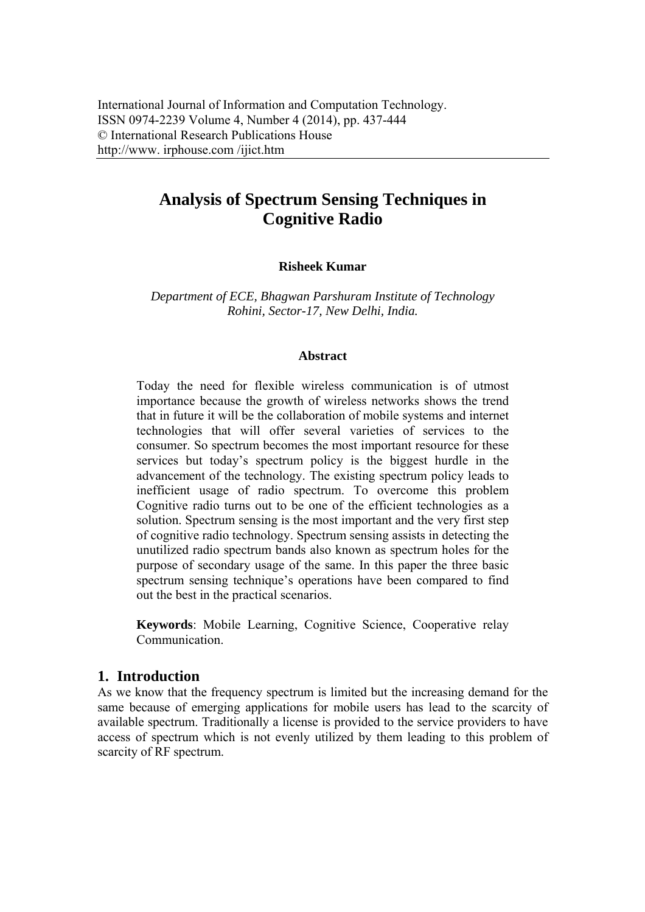International Journal of Information and Computation Technology.
ISSN 0974-2239 Volume 4, Number 4 (2014), pp. 437-444
© International Research Publications House
http://www. irphouse.com /ijict.htm

# Analysis of Spectrum Sensing Techniques in Cognitive Radio

**Risheek Kumar**

*Department of ECE, Bhagwan Parshuram Institute of Technology Rohini, Sector-17, New Delhi, India.*

### Abstract

Today the need for flexible wireless communication is of utmost importance because the growth of wireless networks shows the trend that in future it will be the collaboration of mobile systems and internet technologies that will offer several varieties of services to the consumer. So spectrum becomes the most important resource for these services but today's spectrum policy is the biggest hurdle in the advancement of the technology. The existing spectrum policy leads to inefficient usage of radio spectrum. To overcome this problem Cognitive radio turns out to be one of the efficient technologies as a solution. Spectrum sensing is the most important and the very first step of cognitive radio technology. Spectrum sensing assists in detecting the unutilized radio spectrum bands also known as spectrum holes for the purpose of secondary usage of the same. In this paper the three basic spectrum sensing technique's operations have been compared to find out the best in the practical scenarios.

**Keywords**: Mobile Learning, Cognitive Science, Cooperative relay Communication.

## 1. Introduction

As we know that the frequency spectrum is limited but the increasing demand for the same because of emerging applications for mobile users has lead to the scarcity of available spectrum. Traditionally a license is provided to the service providers to have access of spectrum which is not evenly utilized by them leading to this problem of scarcity of RF spectrum.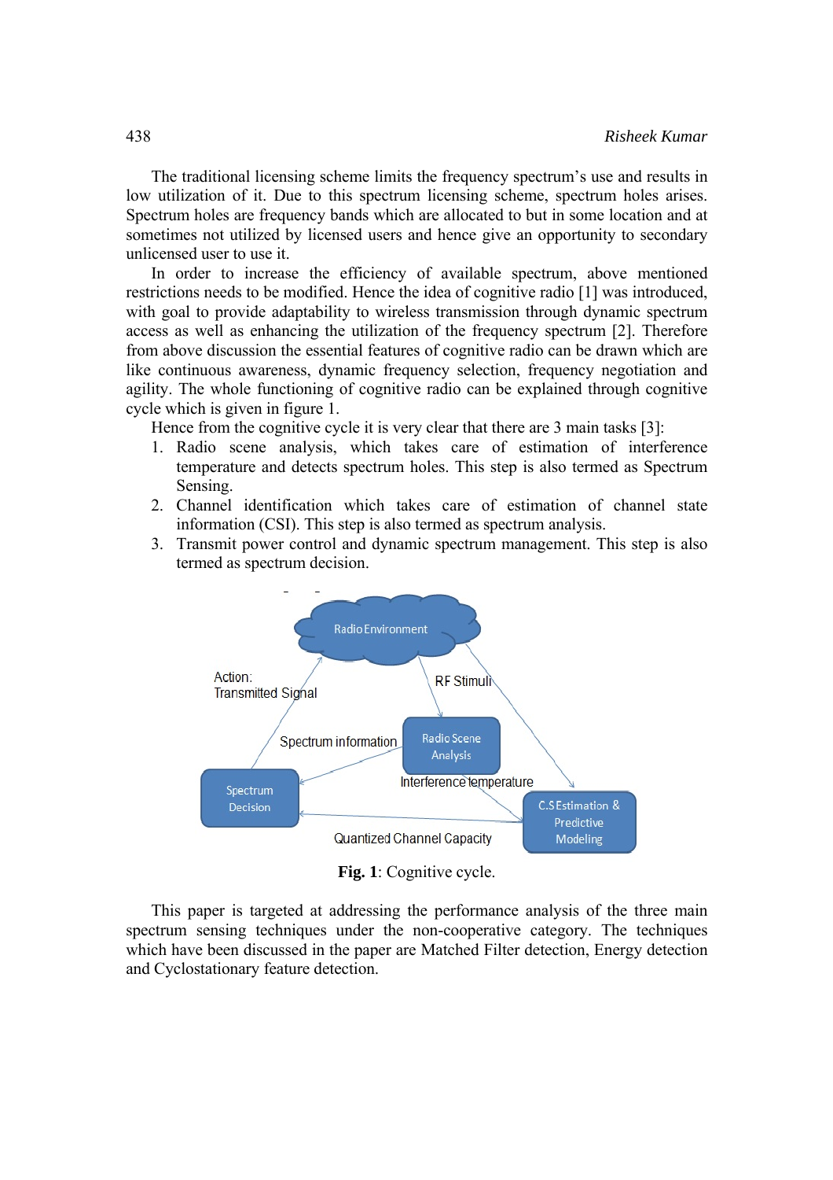The traditional licensing scheme limits the frequency spectrum's use and results in low utilization of it. Due to this spectrum licensing scheme, spectrum holes arises. Spectrum holes are frequency bands which are allocated to but in some location and at sometimes not utilized by licensed users and hence give an opportunity to secondary unlicensed user to use it.

In order to increase the efficiency of available spectrum, above mentioned restrictions needs to be modified. Hence the idea of cognitive radio [1] was introduced, with goal to provide adaptability to wireless transmission through dynamic spectrum access as well as enhancing the utilization of the frequency spectrum [2]. Therefore from above discussion the essential features of cognitive radio can be drawn which are like continuous awareness, dynamic frequency selection, frequency negotiation and agility. The whole functioning of cognitive radio can be explained through cognitive cycle which is given in figure 1.

Hence from the cognitive cycle it is very clear that there are 3 main tasks [3]:

1. Radio scene analysis, which takes care of estimation of interference temperature and detects spectrum holes. This step is also termed as Spectrum Sensing.
2. Channel identification which takes care of estimation of channel state information (CSI). This step is also termed as spectrum analysis.
3. Transmit power control and dynamic spectrum management. This step is also termed as spectrum decision.

Radio Environment

Action: Transmitted Signal

RF Stimuli

Spectrum information

Radio Scene Analysis

Interference temperature

Spectrum Decision

C.S Estimation & Predictive Modeling

Quantized Channel Capacity

**Fig. 1**: Cognitive cycle.

This paper is targeted at addressing the performance analysis of the three main spectrum sensing techniques under the non-cooperative category. The techniques which have been discussed in the paper are Matched Filter detection, Energy detection and Cyclostationary feature detection.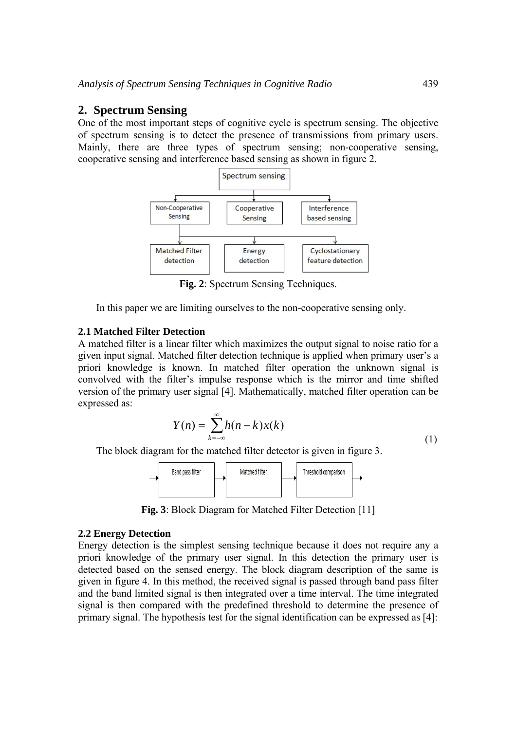## 2. Spectrum Sensing

One of the most important steps of cognitive cycle is spectrum sensing. The objective of spectrum sensing is to detect the presence of transmissions from primary users. Mainly, there are three types of spectrum sensing; non-cooperative sensing, cooperative sensing and interference based sensing as shown in figure 2.

**Fig. 2**: Spectrum Sensing Techniques.

In this paper we are limiting ourselves to the non-cooperative sensing only.

### 2.1 Matched Filter Detection

A matched filter is a linear filter which maximizes the output signal to noise ratio for a given input signal. Matched filter detection technique is applied when primary user's a priori knowledge is known. In matched filter operation the unknown signal is convolved with the filter's impulse response which is the mirror and time shifted version of the primary user signal [4]. Mathematically, matched filter operation can be expressed as:

$$Y(n) = \sum_{k=-\infty}^{\infty} h(n-k)x(k) \tag{1}$$

The block diagram for the matched filter detector is given in figure 3.

**Fig. 3**: Block Diagram for Matched Filter Detection [11]

### 2.2 Energy Detection

Energy detection is the simplest sensing technique because it does not require any a priori knowledge of the primary user signal. In this detection the primary user is detected based on the sensed energy. The block diagram description of the same is given in figure 4. In this method, the received signal is passed through band pass filter and the band limited signal is then integrated over a time interval. The time integrated signal is then compared with the predefined threshold to determine the presence of primary signal. The hypothesis test for the signal identification can be expressed as [4]: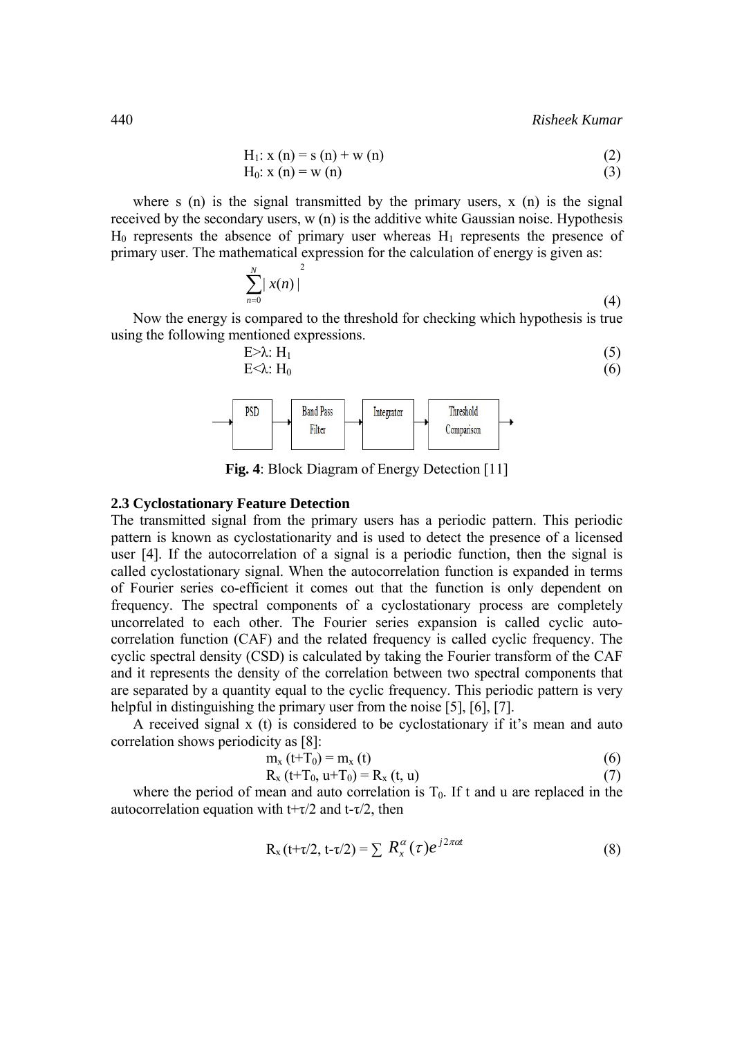$$H_1: x(n) = s(n) + w(n) \tag{2}$$
$$H_0: x(n) = w(n) \tag{3}$$

where s (n) is the signal transmitted by the primary users, x (n) is the signal received by the secondary users, w (n) is the additive white Gaussian noise. Hypothesis $H_0$ represents the absence of primary user whereas $H_1$ represents the presence of primary user. The mathematical expression for the calculation of energy is given as:

$$\sum_{n=0}^{N} |x(n)|^2 \tag{4}$$

Now the energy is compared to the threshold for checking which hypothesis is true using the following mentioned expressions.

$$E>\lambda: H_1 \tag{5}$$
$$E<\lambda: H_0 \tag{6}$$

PSD → Band Pass Filter → Integrator → Threshold Comparison →

**Fig. 4**: Block Diagram of Energy Detection [11]

### 2.3 Cyclostationary Feature Detection

The transmitted signal from the primary users has a periodic pattern. This periodic pattern is known as cyclostationarity and is used to detect the presence of a licensed user [4]. If the autocorrelation of a signal is a periodic function, then the signal is called cyclostationary signal. When the autocorrelation function is expanded in terms of Fourier series co-efficient it comes out that the function is only dependent on frequency. The spectral components of a cyclostationary process are completely uncorrelated to each other. The Fourier series expansion is called cyclic auto-correlation function (CAF) and the related frequency is called cyclic frequency. The cyclic spectral density (CSD) is calculated by taking the Fourier transform of the CAF and it represents the density of the correlation between two spectral components that are separated by a quantity equal to the cyclic frequency. This periodic pattern is very helpful in distinguishing the primary user from the noise [5], [6], [7].

A received signal x (t) is considered to be cyclostationary if it's mean and auto correlation shows periodicity as [8]:

$$m_x(t+T_0) = m_x(t) \tag{6}$$
$$R_x(t+T_0, u+T_0) = R_x(t, u) \tag{7}$$

where the period of mean and auto correlation is $T_0$. If t and u are replaced in the autocorrelation equation with $t+\tau/2$ and $t-\tau/2$, then

$$R_x(t+\tau/2, t-\tau/2) = \sum R_x^{\alpha}(\tau) e^{j2\pi\alpha t} \tag{8}$$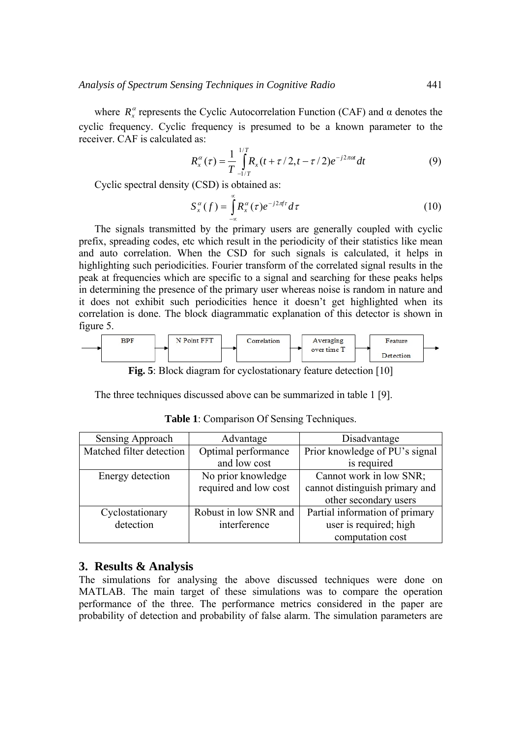where $R_x^\alpha$ represents the Cyclic Autocorrelation Function (CAF) and α denotes the cyclic frequency. Cyclic frequency is presumed to be a known parameter to the receiver. CAF is calculated as:

$$R_x^\alpha(\tau) = \frac{1}{T}\int_{-1/T}^{1/T} R_x(t+\tau/2, t-\tau/2)e^{-j2\pi\alpha t}dt \tag{9}$$

Cyclic spectral density (CSD) is obtained as:

$$S_x^\alpha(f) = \int_{-\infty}^{\infty} R_x^\alpha(\tau)e^{-j2\pi f\tau}d\tau \tag{10}$$

The signals transmitted by the primary users are generally coupled with cyclic prefix, spreading codes, etc which result in the periodicity of their statistics like mean and auto correlation. When the CSD for such signals is calculated, it helps in highlighting such periodicities. Fourier transform of the correlated signal results in the peak at frequencies which are specific to a signal and searching for these peaks helps in determining the presence of the primary user whereas noise is random in nature and it does not exhibit such periodicities hence it doesn't get highlighted when its correlation is done. The block diagrammatic explanation of this detector is shown in figure 5.

BPF → N Point FFT → Correlation → Averaging over time T → Feature Detection

**Fig. 5**: Block diagram for cyclostationary feature detection [10]

The three techniques discussed above can be summarized in table 1 [9].

**Table 1**: Comparison Of Sensing Techniques.

| Sensing Approach | Advantage | Disadvantage |
|---|---|---|
| Matched filter detection | Optimal performance and low cost | Prior knowledge of PU's signal is required |
| Energy detection | No prior knowledge required and low cost | Cannot work in low SNR; cannot distinguish primary and other secondary users |
| Cyclostationary detection | Robust in low SNR and interference | Partial information of primary user is required; high computation cost |

## 3. Results & Analysis

The simulations for analysing the above discussed techniques were done on MATLAB. The main target of these simulations was to compare the operation performance of the three. The performance metrics considered in the paper are probability of detection and probability of false alarm. The simulation parameters are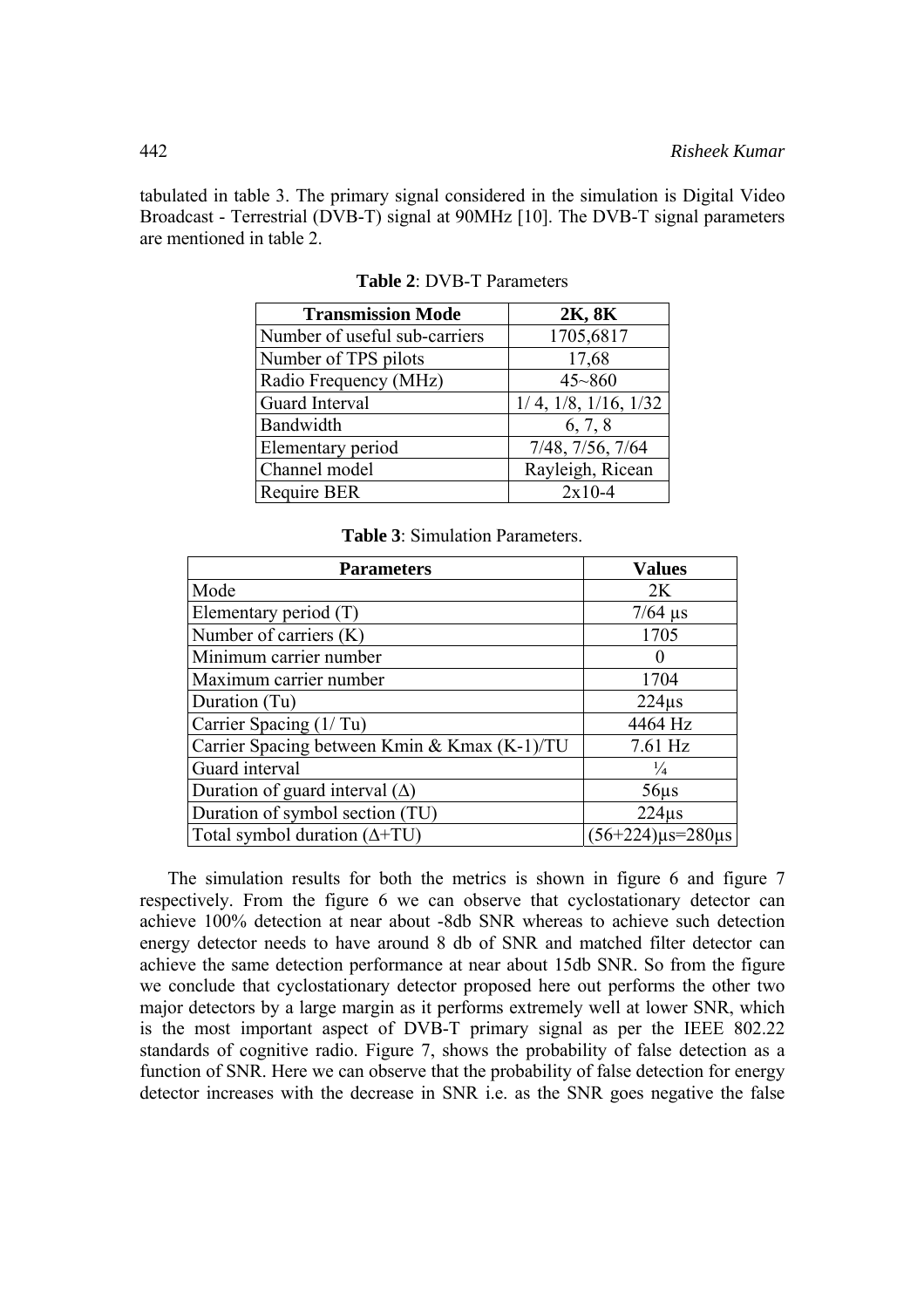tabulated in table 3. The primary signal considered in the simulation is Digital Video Broadcast - Terrestrial (DVB-T) signal at 90MHz [10]. The DVB-T signal parameters are mentioned in table 2.

**Table 2**: DVB-T Parameters

| Transmission Mode | 2K, 8K |
|---|---|
| Number of useful sub-carriers | 1705,6817 |
| Number of TPS pilots | 17,68 |
| Radio Frequency (MHz) | 45~860 |
| Guard Interval | 1/ 4, 1/8, 1/16, 1/32 |
| Bandwidth | 6, 7, 8 |
| Elementary period | 7/48, 7/56, 7/64 |
| Channel model | Rayleigh, Ricean |
| Require BER | 2x10-4 |

**Table 3**: Simulation Parameters.

| Parameters | Values |
|---|---|
| Mode | 2K |
| Elementary period (T) | 7/64 μs |
| Number of carriers (K) | 1705 |
| Minimum carrier number | 0 |
| Maximum carrier number | 1704 |
| Duration (Tu) | 224μs |
| Carrier Spacing (1/ Tu) | 4464 Hz |
| Carrier Spacing between Kmin & Kmax (K-1)/TU | 7.61 Hz |
| Guard interval | ¼ |
| Duration of guard interval (Δ) | 56μs |
| Duration of symbol section (TU) | 224μs |
| Total symbol duration (Δ+TU) | (56+224)μs=280μs |

The simulation results for both the metrics is shown in figure 6 and figure 7 respectively. From the figure 6 we can observe that cyclostationary detector can achieve 100% detection at near about -8db SNR whereas to achieve such detection energy detector needs to have around 8 db of SNR and matched filter detector can achieve the same detection performance at near about 15db SNR. So from the figure we conclude that cyclostationary detector proposed here out performs the other two major detectors by a large margin as it performs extremely well at lower SNR, which is the most important aspect of DVB-T primary signal as per the IEEE 802.22 standards of cognitive radio. Figure 7, shows the probability of false detection as a function of SNR. Here we can observe that the probability of false detection for energy detector increases with the decrease in SNR i.e. as the SNR goes negative the false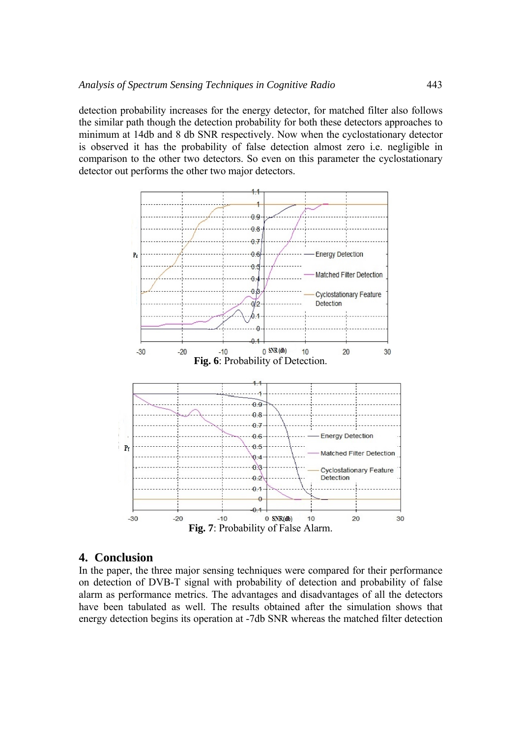detection probability increases for the energy detector, for matched filter also follows the similar path though the detection probability for both these detectors approaches to minimum at 14db and 8 db SNR respectively. Now when the cyclostationary detector is observed it has the probability of false detection almost zero i.e. negligible in comparison to the other two detectors. So even on this parameter the cyclostationary detector out performs the other two major detectors.

**Fig. 6**: Probability of Detection.

**Fig. 7**: Probability of False Alarm.

## 4. Conclusion

In the paper, the three major sensing techniques were compared for their performance on detection of DVB-T signal with probability of detection and probability of false alarm as performance metrics. The advantages and disadvantages of all the detectors have been tabulated as well. The results obtained after the simulation shows that energy detection begins its operation at -7db SNR whereas the matched filter detection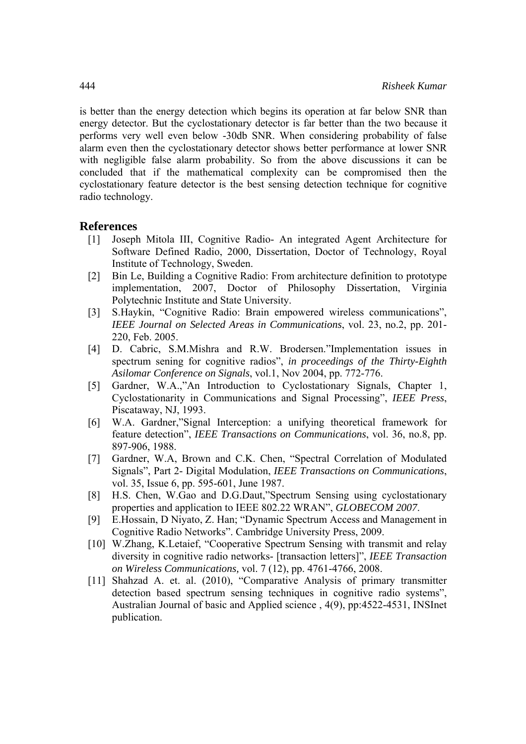is better than the energy detection which begins its operation at far below SNR than energy detector. But the cyclostationary detector is far better than the two because it performs very well even below -30db SNR. When considering probability of false alarm even then the cyclostationary detector shows better performance at lower SNR with negligible false alarm probability. So from the above discussions it can be concluded that if the mathematical complexity can be compromised then the cyclostationary feature detector is the best sensing detection technique for cognitive radio technology.

## References

[1] Joseph Mitola III, Cognitive Radio- An integrated Agent Architecture for Software Defined Radio, 2000, Dissertation, Doctor of Technology, Royal Institute of Technology, Sweden.

[2] Bin Le, Building a Cognitive Radio: From architecture definition to prototype implementation, 2007, Doctor of Philosophy Dissertation, Virginia Polytechnic Institute and State University.

[3] S.Haykin, "Cognitive Radio: Brain empowered wireless communications", *IEEE Journal on Selected Areas in Communications*, vol. 23, no.2, pp. 201-220, Feb. 2005.

[4] D. Cabric, S.M.Mishra and R.W. Brodersen."Implementation issues in spectrum sening for cognitive radios", *in proceedings of the Thirty-Eighth Asilomar Conference on Signals*, vol.1, Nov 2004, pp. 772-776.

[5] Gardner, W.A.,"An Introduction to Cyclostationary Signals, Chapter 1, Cyclostationarity in Communications and Signal Processing", *IEEE Press*, Piscataway, NJ, 1993.

[6] W.A. Gardner,"Signal Interception: a unifying theoretical framework for feature detection", *IEEE Transactions on Communications*, vol. 36, no.8, pp. 897-906, 1988.

[7] Gardner, W.A, Brown and C.K. Chen, "Spectral Correlation of Modulated Signals", Part 2- Digital Modulation, *IEEE Transactions on Communications*, vol. 35, Issue 6, pp. 595-601, June 1987.

[8] H.S. Chen, W.Gao and D.G.Daut,"Spectrum Sensing using cyclostationary properties and application to IEEE 802.22 WRAN", *GLOBECOM 2007*.

[9] E.Hossain, D Niyato, Z. Han; "Dynamic Spectrum Access and Management in Cognitive Radio Networks". Cambridge University Press, 2009.

[10] W.Zhang, K.Letaief, "Cooperative Spectrum Sensing with transmit and relay diversity in cognitive radio networks- [transaction letters]", *IEEE Transaction on Wireless Communications,* vol. 7 (12), pp. 4761-4766, 2008.

[11] Shahzad A. et. al. (2010), "Comparative Analysis of primary transmitter detection based spectrum sensing techniques in cognitive radio systems", Australian Journal of basic and Applied science , 4(9), pp:4522-4531, INSInet publication.